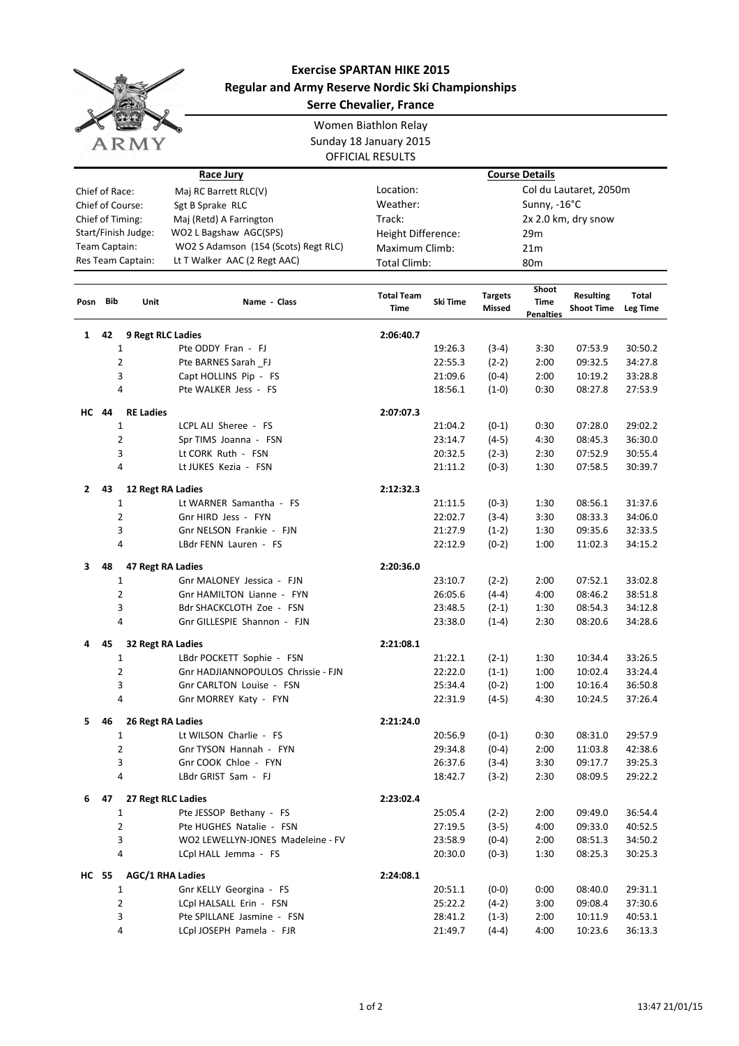# Exercise SPARTAN HIKE 2015

## Regular and Army Reserve Nordic Ski Championships

## Serre Chevalier, France

Women Biathlon Relay
Sunday 18 January 2015
OFFICIAL RESULTS

| Race Jury | | Course Details | |
|---|---|---|---|
| Chief of Race: | Maj RC Barrett RLC(V) | Location: | Col du Lautaret, 2050m |
| Chief of Course: | Sgt B Sprake RLC | Weather: | Sunny, -16°C |
| Chief of Timing: | Maj (Retd) A Farrington | Track: | 2x 2.0 km, dry snow |
| Start/Finish Judge: | WO2 L Bagshaw AGC(SPS) | Height Difference: | 29m |
| Team Captain: | WO2 S Adamson (154 (Scots) Regt RLC) | Maximum Climb: | 21m |
| Res Team Captain: | Lt T Walker AAC (2 Regt AAC) | Total Climb: | 80m |

| Posn | Bib | Unit | Name - Class | Total Team Time | Ski Time | Targets Missed | Shoot Time Penalties | Resulting Shoot Time | Total Leg Time |
|---|---|---|---|---|---|---|---|---|---|
| 1 | 42 | 9 Regt RLC Ladies | | 2:06:40.7 | | | | | |
| | 1 | | Pte ODDY Fran - FJ | | 19:26.3 | (3-4) | 3:30 | 07:53.9 | 30:50.2 |
| | 2 | | Pte BARNES Sarah _FJ | | 22:55.3 | (2-2) | 2:00 | 09:32.5 | 34:27.8 |
| | 3 | | Capt HOLLINS Pip - FS | | 21:09.6 | (0-4) | 2:00 | 10:19.2 | 33:28.8 |
| | 4 | | Pte WALKER Jess - FS | | 18:56.1 | (1-0) | 0:30 | 08:27.8 | 27:53.9 |
| HC | 44 | RE Ladies | | 2:07:07.3 | | | | | |
| | 1 | | LCPL ALI Sheree - FS | | 21:04.2 | (0-1) | 0:30 | 07:28.0 | 29:02.2 |
| | 2 | | Spr TIMS Joanna - FSN | | 23:14.7 | (4-5) | 4:30 | 08:45.3 | 36:30.0 |
| | 3 | | Lt CORK Ruth - FSN | | 20:32.5 | (2-3) | 2:30 | 07:52.9 | 30:55.4 |
| | 4 | | Lt JUKES Kezia - FSN | | 21:11.2 | (0-3) | 1:30 | 07:58.5 | 30:39.7 |
| 2 | 43 | 12 Regt RA Ladies | | 2:12:32.3 | | | | | |
| | 1 | | Lt WARNER Samantha - FS | | 21:11.5 | (0-3) | 1:30 | 08:56.1 | 31:37.6 |
| | 2 | | Gnr HIRD Jess - FYN | | 22:02.7 | (3-4) | 3:30 | 08:33.3 | 34:06.0 |
| | 3 | | Gnr NELSON Frankie - FJN | | 21:27.9 | (1-2) | 1:30 | 09:35.6 | 32:33.5 |
| | 4 | | LBdr FENN Lauren - FS | | 22:12.9 | (0-2) | 1:00 | 11:02.3 | 34:15.2 |
| 3 | 48 | 47 Regt RA Ladies | | 2:20:36.0 | | | | | |
| | 1 | | Gnr MALONEY Jessica - FJN | | 23:10.7 | (2-2) | 2:00 | 07:52.1 | 33:02.8 |
| | 2 | | Gnr HAMILTON Lianne - FYN | | 26:05.6 | (4-4) | 4:00 | 08:46.2 | 38:51.8 |
| | 3 | | Bdr SHACKCLOTH Zoe - FSN | | 23:48.5 | (2-1) | 1:30 | 08:54.3 | 34:12.8 |
| | 4 | | Gnr GILLESPIE Shannon - FJN | | 23:38.0 | (1-4) | 2:30 | 08:20.6 | 34:28.6 |
| 4 | 45 | 32 Regt RA Ladies | | 2:21:08.1 | | | | | |
| | 1 | | LBdr POCKETT Sophie - FSN | | 21:22.1 | (2-1) | 1:30 | 10:34.4 | 33:26.5 |
| | 2 | | Gnr HADJIANNOPOULOS Chrissie - FJN | | 22:22.0 | (1-1) | 1:00 | 10:02.4 | 33:24.4 |
| | 3 | | Gnr CARLTON Louise - FSN | | 25:34.4 | (0-2) | 1:00 | 10:16.4 | 36:50.8 |
| | 4 | | Gnr MORREY Katy - FYN | | 22:31.9 | (4-5) | 4:30 | 10:24.5 | 37:26.4 |
| 5 | 46 | 26 Regt RA Ladies | | 2:21:24.0 | | | | | |
| | 1 | | Lt WILSON Charlie - FS | | 20:56.9 | (0-1) | 0:30 | 08:31.0 | 29:57.9 |
| | 2 | | Gnr TYSON Hannah - FYN | | 29:34.8 | (0-4) | 2:00 | 11:03.8 | 42:38.6 |
| | 3 | | Gnr COOK Chloe - FYN | | 26:37.6 | (3-4) | 3:30 | 09:17.7 | 39:25.3 |
| | 4 | | LBdr GRIST Sam - FJ | | 18:42.7 | (3-2) | 2:30 | 08:09.5 | 29:22.2 |
| 6 | 47 | 27 Regt RLC Ladies | | 2:23:02.4 | | | | | |
| | 1 | | Pte JESSOP Bethany - FS | | 25:05.4 | (2-2) | 2:00 | 09:49.0 | 36:54.4 |
| | 2 | | Pte HUGHES Natalie - FSN | | 27:19.5 | (3-5) | 4:00 | 09:33.0 | 40:52.5 |
| | 3 | | WO2 LEWELLYN-JONES Madeleine - FV | | 23:58.9 | (0-4) | 2:00 | 08:51.3 | 34:50.2 |
| | 4 | | LCpl HALL Jemma - FS | | 20:30.0 | (0-3) | 1:30 | 08:25.3 | 30:25.3 |
| HC | 55 | AGC/1 RHA Ladies | | 2:24:08.1 | | | | | |
| | 1 | | Gnr KELLY Georgina - FS | | 20:51.1 | (0-0) | 0:00 | 08:40.0 | 29:31.1 |
| | 2 | | LCpl HALSALL Erin - FSN | | 25:22.2 | (4-2) | 3:00 | 09:08.4 | 37:30.6 |
| | 3 | | Pte SPILLANE Jasmine - FSN | | 28:41.2 | (1-3) | 2:00 | 10:11.9 | 40:53.1 |
| | 4 | | LCpl JOSEPH Pamela - FJR | | 21:49.7 | (4-4) | 4:00 | 10:23.6 | 36:13.3 |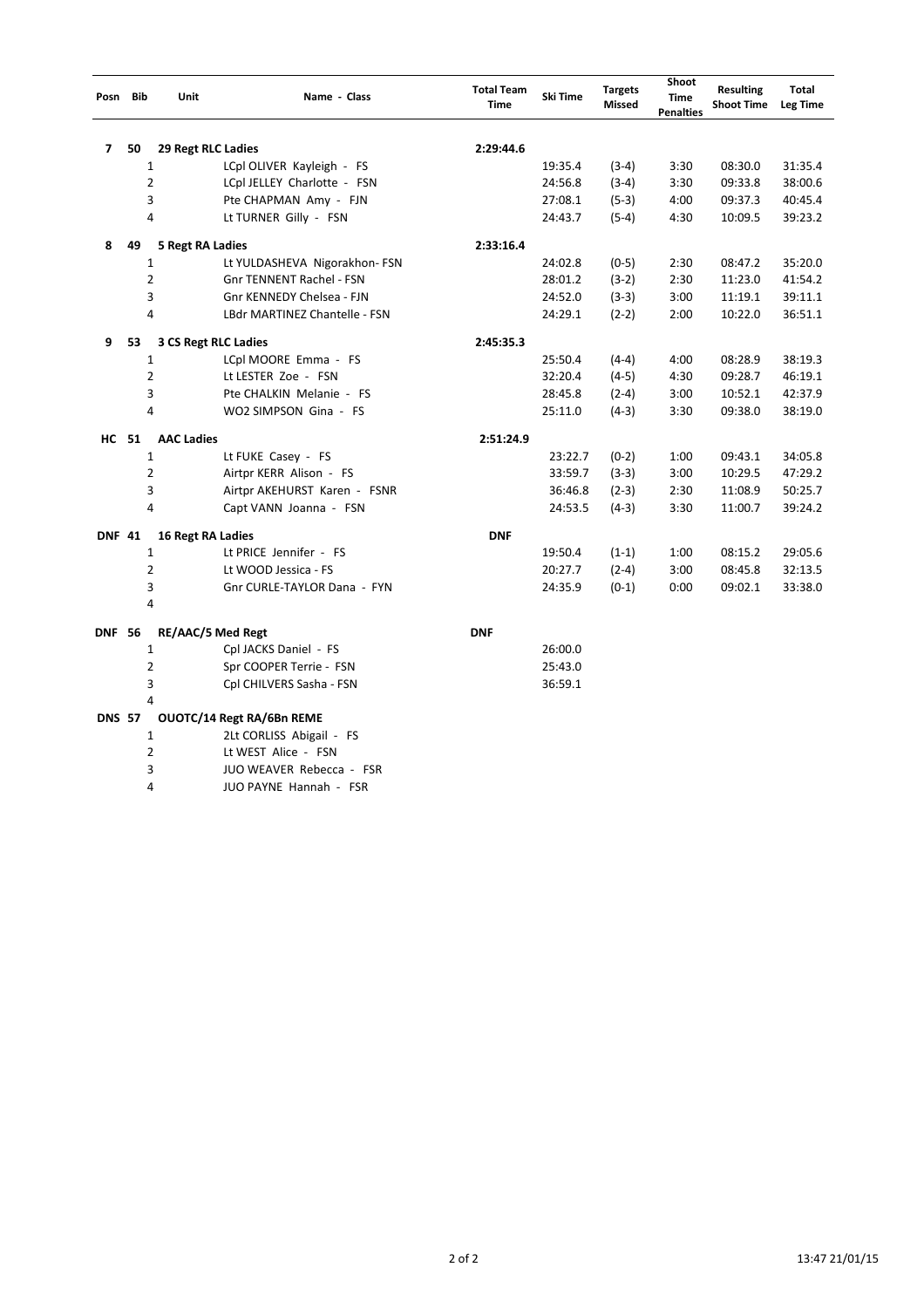| Posn | Bib | Unit | Name - Class | Total Team Time | Ski Time | Targets Missed | Shoot Time Penalties | Resulting Shoot Time | Total Leg Time |
|---|---|---|---|---|---|---|---|---|---|
| **7** | **50** | **29 Regt RLC Ladies** | | **2:29:44.6** | | | | | |
| | 1 | | LCpl OLIVER Kayleigh - FS | | 19:35.4 | (3-4) | 3:30 | 08:30.0 | 31:35.4 |
| | 2 | | LCpl JELLEY Charlotte - FSN | | 24:56.8 | (3-4) | 3:30 | 09:33.8 | 38:00.6 |
| | 3 | | Pte CHAPMAN Amy - FJN | | 27:08.1 | (5-3) | 4:00 | 09:37.3 | 40:45.4 |
| | 4 | | Lt TURNER Gilly - FSN | | 24:43.7 | (5-4) | 4:30 | 10:09.5 | 39:23.2 |
| **8** | **49** | **5 Regt RA Ladies** | | **2:33:16.4** | | | | | |
| | 1 | | Lt YULDASHEVA Nigorakhon- FSN | | 24:02.8 | (0-5) | 2:30 | 08:47.2 | 35:20.0 |
| | 2 | | Gnr TENNENT Rachel - FSN | | 28:01.2 | (3-2) | 2:30 | 11:23.0 | 41:54.2 |
| | 3 | | Gnr KENNEDY Chelsea - FJN | | 24:52.0 | (3-3) | 3:00 | 11:19.1 | 39:11.1 |
| | 4 | | LBdr MARTINEZ Chantelle - FSN | | 24:29.1 | (2-2) | 2:00 | 10:22.0 | 36:51.1 |
| **9** | **53** | **3 CS Regt RLC Ladies** | | **2:45:35.3** | | | | | |
| | 1 | | LCpl MOORE Emma - FS | | 25:50.4 | (4-4) | 4:00 | 08:28.9 | 38:19.3 |
| | 2 | | Lt LESTER Zoe - FSN | | 32:20.4 | (4-5) | 4:30 | 09:28.7 | 46:19.1 |
| | 3 | | Pte CHALKIN Melanie - FS | | 28:45.8 | (2-4) | 3:00 | 10:52.1 | 42:37.9 |
| | 4 | | WO2 SIMPSON Gina - FS | | 25:11.0 | (4-3) | 3:30 | 09:38.0 | 38:19.0 |
| **HC** | **51** | **AAC Ladies** | | **2:51:24.9** | | | | | |
| | 1 | | Lt FUKE Casey - FS | | 23:22.7 | (0-2) | 1:00 | 09:43.1 | 34:05.8 |
| | 2 | | Airtpr KERR Alison - FS | | 33:59.7 | (3-3) | 3:00 | 10:29.5 | 47:29.2 |
| | 3 | | Airtpr AKEHURST Karen - FSNR | | 36:46.8 | (2-3) | 2:30 | 11:08.9 | 50:25.7 |
| | 4 | | Capt VANN Joanna - FSN | | 24:53.5 | (4-3) | 3:30 | 11:00.7 | 39:24.2 |
| **DNF** | **41** | **16 Regt RA Ladies** | | **DNF** | | | | | |
| | 1 | | Lt PRICE Jennifer - FS | | 19:50.4 | (1-1) | 1:00 | 08:15.2 | 29:05.6 |
| | 2 | | Lt WOOD Jessica - FS | | 20:27.7 | (2-4) | 3:00 | 08:45.8 | 32:13.5 |
| | 3 | | Gnr CURLE-TAYLOR Dana - FYN | | 24:35.9 | (0-1) | 0:00 | 09:02.1 | 33:38.0 |
| | 4 | | | | | | | | |
| **DNF** | **56** | **RE/AAC/5 Med Regt** | | **DNF** | | | | | |
| | 1 | | Cpl JACKS Daniel - FS | | 26:00.0 | | | | |
| | 2 | | Spr COOPER Terrie - FSN | | 25:43.0 | | | | |
| | 3 | | Cpl CHILVERS Sasha - FSN | | 36:59.1 | | | | |
| | 4 | | | | | | | | |
| **DNS** | **57** | **OUOTC/14 Regt RA/6Bn REME** | | | | | | | |
| | 1 | | 2Lt CORLISS Abigail - FS | | | | | | |
| | 2 | | Lt WEST Alice - FSN | | | | | | |
| | 3 | | JUO WEAVER Rebecca - FSR | | | | | | |
| | 4 | | JUO PAYNE Hannah - FSR | | | | | | |

13:47 21/01/15